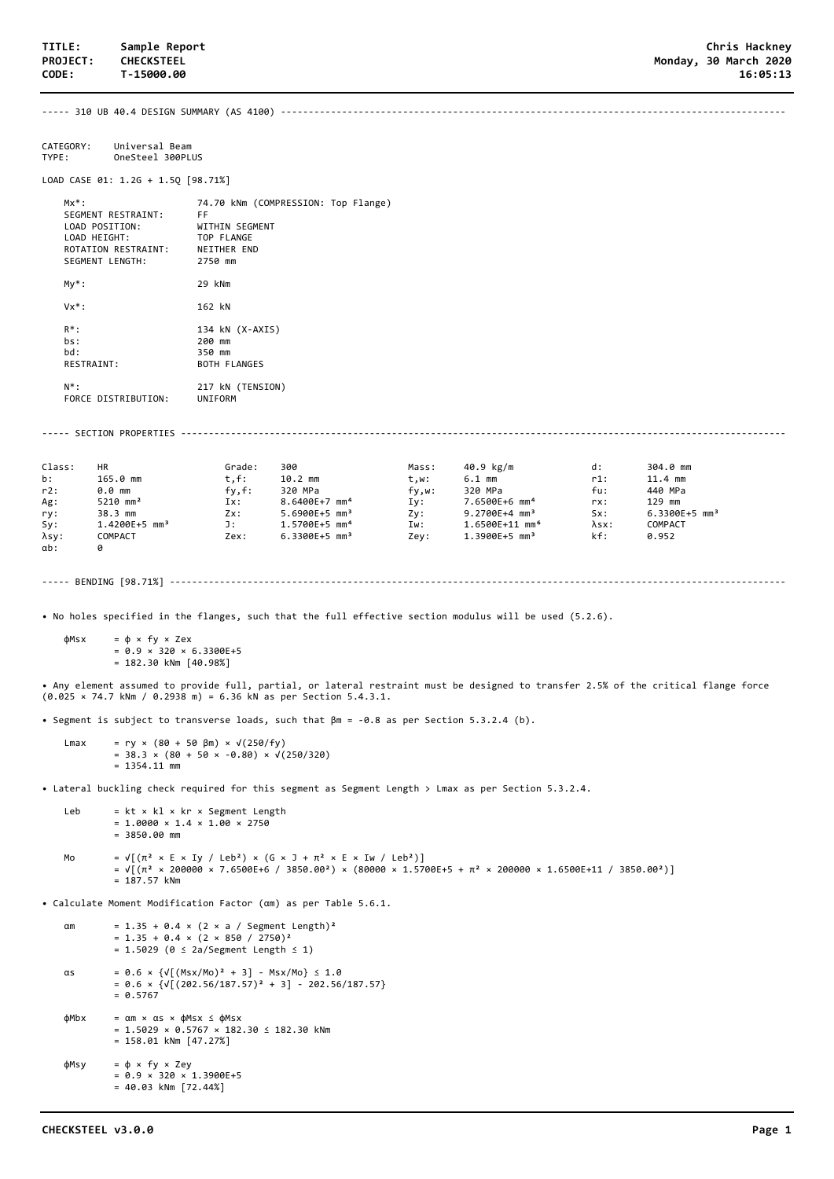**TITLE:** Sample Report
**PROJECT:** CHECKSTEEL
**CODE:** T-15000.00

Chris Hackney
Monday, 30 March 2020
16:05:13

## 310 UB 40.4 DESIGN SUMMARY (AS 4100)

CATEGORY: Universal Beam
TYPE: OneSteel 300PLUS

LOAD CASE 01: 1.2G + 1.5Q [98.71%]

| | |
|---|---|
| Mx*: | 74.70 kNm (COMPRESSION: Top Flange) |
| SEGMENT RESTRAINT: | FF |
| LOAD POSITION: | WITHIN SEGMENT |
| LOAD HEIGHT: | TOP FLANGE |
| ROTATION RESTRAINT: | NEITHER END |
| SEGMENT LENGTH: | 2750 mm |
| My*: | 29 kNm |
| Vx*: | 162 kN |
| R*: | 134 kN (X-AXIS) |
| bs: | 200 mm |
| bd: | 350 mm |
| RESTRAINT: | BOTH FLANGES |
| N*: | 217 kN (TENSION) |
| FORCE DISTRIBUTION: | UNIFORM |

## SECTION PROPERTIES

| | | | | | | | |
|---|---|---|---|---|---|---|---|
| Class: | HR | Grade: | 300 | Mass: | 40.9 kg/m | d: | 304.0 mm |
| b: | 165.0 mm | t,f: | 10.2 mm | t,w: | 6.1 mm | r1: | 11.4 mm |
| r2: | 0.0 mm | fy,f: | 320 MPa | fy,w: | 320 MPa | fu: | 440 MPa |
| Ag: | 5210 mm² | Ix: | 8.6400E+7 mm⁴ | Iy: | 7.6500E+6 mm⁴ | rx: | 129 mm |
| ry: | 38.3 mm | Zx: | 5.6900E+5 mm³ | Zy: | 9.2700E+4 mm³ | Sx: | 6.3300E+5 mm³ |
| Sy: | 1.4200E+5 mm³ | J: | 1.5700E+5 mm⁴ | Iw: | 1.6500E+11 mm⁶ | λsx: | COMPACT |
| λsy: | COMPACT | Zex: | 6.3300E+5 mm³ | Zey: | 1.3900E+5 mm³ | kf: | 0.952 |
| αb: | 0 | | | | | | |

## BENDING [98.71%]

- No holes specified in the flanges, such that the full effective section modulus will be used (5.2.6).

$$\phi M_{sx} = \phi \times f_y \times Z_{ex} = 0.9 \times 320 \times 6.3300\text{E+5} = 182.30 \text{ kNm } [40.98\%]$$

- Any element assumed to provide full, partial, or lateral restraint must be designed to transfer 2.5% of the critical flange force (0.025 × 74.7 kNm / 0.2938 m) = 6.36 kN as per Section 5.4.3.1.

- Segment is subject to transverse loads, such that $\beta_m = -0.8$ as per Section 5.3.2.4 (b).

$$L_{max} = r_y \times (80 + 50\,\beta_m) \times \sqrt{250/f_y} = 38.3 \times (80 + 50 \times -0.80) \times \sqrt{250/320} = 1354.11 \text{ mm}$$

- Lateral buckling check required for this segment as Segment Length > Lmax as per Section 5.3.2.4.

$$L_{eb} = k_t \times k_l \times k_r \times \text{Segment Length} = 1.0000 \times 1.4 \times 1.00 \times 2750 = 3850.00 \text{ mm}$$

$$M_o = \sqrt{[(\pi^2 \times E \times I_y / L_{eb}^2) \times (G \times J + \pi^2 \times E \times I_w / L_{eb}^2)]}$$
$$= \sqrt{[(\pi^2 \times 200000 \times 7.6500\text{E+6} / 3850.00^2) \times (80000 \times 1.5700\text{E+5} + \pi^2 \times 200000 \times 1.6500\text{E+11} / 3850.00^2)]}$$
$$= 187.57 \text{ kNm}$$

- Calculate Moment Modification Factor ($\alpha_m$) as per Table 5.6.1.

$$\alpha_m = 1.35 + 0.4 \times (2 \times a / \text{Segment Length})^2 = 1.35 + 0.4 \times (2 \times 850 / 2750)^2 = 1.5029 \quad (0 \le 2a/\text{Segment Length} \le 1)$$

$$\alpha_s = 0.6 \times \{\sqrt{[(M_{sx}/M_o)^2 + 3]} - M_{sx}/M_o\} \le 1.0 = 0.6 \times \{\sqrt{[(202.56/187.57)^2 + 3]} - 202.56/187.57\} = 0.5767$$

$$\phi M_{bx} = \alpha_m \times \alpha_s \times \phi M_{sx} \le \phi M_{sx} = 1.5029 \times 0.5767 \times 182.30 \le 182.30 \text{ kNm} = 158.01 \text{ kNm } [47.27\%]$$

$$\phi M_{sy} = \phi \times f_y \times Z_{ey} = 0.9 \times 320 \times 1.3900\text{E+5} = 40.03 \text{ kNm } [72.44\%]$$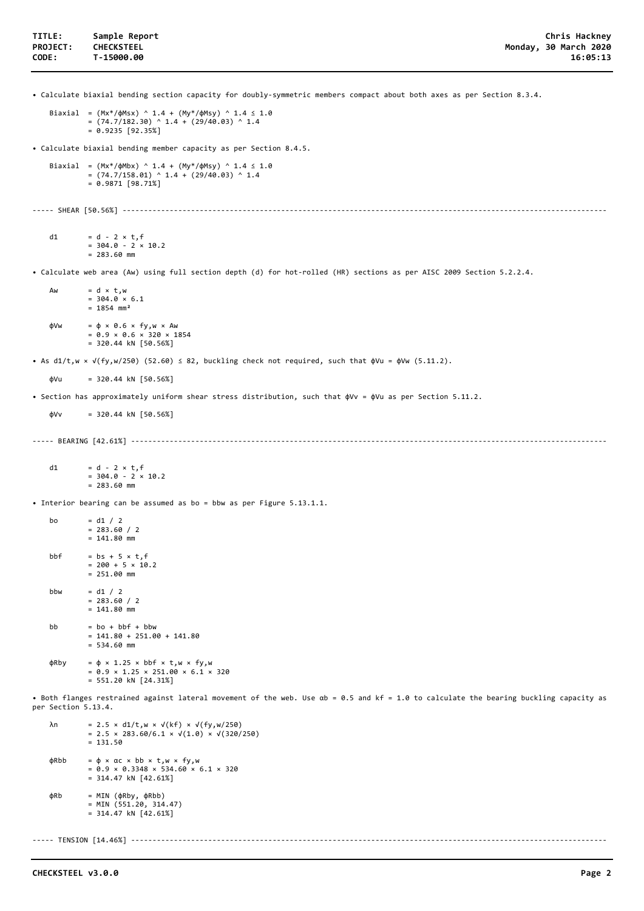• Calculate biaxial bending section capacity for doubly-symmetric members compact about both axes as per Section 8.3.4.

$$\text{Biaxial} = (M_x^*/\phi M_{sx})^{1.4} + (M_y^*/\phi M_{sy})^{1.4} \leq 1.0$$
$$= (74.7/182.30)^{1.4} + (29/40.03)^{1.4}$$
$$= 0.9235 \; [92.35\%]$$

• Calculate biaxial bending member capacity as per Section 8.4.5.

$$\text{Biaxial} = (M_x^*/\phi M_{bx})^{1.4} + (M_y^*/\phi M_{sy})^{1.4} \leq 1.0$$
$$= (74.7/158.01)^{1.4} + (29/40.03)^{1.4}$$
$$= 0.9871 \; [98.71\%]$$

----- SHEAR [50.56%] -----

$$d_1 = d - 2 \times t_f$$
$$= 304.0 - 2 \times 10.2$$
$$= 283.60 \text{ mm}$$

• Calculate web area (Aw) using full section depth (d) for hot-rolled (HR) sections as per AISC 2009 Section 5.2.2.4.

$$A_w = d \times t_w$$
$$= 304.0 \times 6.1$$
$$= 1854 \text{ mm}^2$$

$$\phi V_w = \phi \times 0.6 \times f_{y,w} \times A_w$$
$$= 0.9 \times 0.6 \times 320 \times 1854$$
$$= 320.44 \text{ kN} \; [50.56\%]$$

• As $d_1/t_w \times \sqrt{f_{y,w}/250}$ (52.60) ≤ 82, buckling check not required, such that $\phi V_u = \phi V_w$ (5.11.2).

$$\phi V_u = 320.44 \text{ kN} \; [50.56\%]$$

• Section has approximately uniform shear stress distribution, such that $\phi V_v = \phi V_u$ as per Section 5.11.2.

$$\phi V_v = 320.44 \text{ kN} \; [50.56\%]$$

----- BEARING [42.61%] -----

$$d_1 = d - 2 \times t_f$$
$$= 304.0 - 2 \times 10.2$$
$$= 283.60 \text{ mm}$$

• Interior bearing can be assumed as $b_o = b_{bw}$ as per Figure 5.13.1.1.

$$b_o = d_1 / 2$$
$$= 283.60 / 2$$
$$= 141.80 \text{ mm}$$

$$b_{bf} = b_s + 5 \times t_f$$
$$= 200 + 5 \times 10.2$$
$$= 251.00 \text{ mm}$$

$$b_{bw} = d_1 / 2$$
$$= 283.60 / 2$$
$$= 141.80 \text{ mm}$$

$$b_b = b_o + b_{bf} + b_{bw}$$
$$= 141.80 + 251.00 + 141.80$$
$$= 534.60 \text{ mm}$$

$$\phi R_{by} = \phi \times 1.25 \times b_{bf} \times t_w \times f_{y,w}$$
$$= 0.9 \times 1.25 \times 251.00 \times 6.1 \times 320$$
$$= 551.20 \text{ kN} \; [24.31\%]$$

• Both flanges restrained against lateral movement of the web. Use $\alpha_b = 0.5$ and $k_f = 1.0$ to calculate the bearing buckling capacity as per Section 5.13.4.

$$\lambda_n = 2.5 \times d_1/t_w \times \sqrt{k_f} \times \sqrt{f_{y,w}/250}$$
$$= 2.5 \times 283.60/6.1 \times \sqrt{1.0} \times \sqrt{320/250}$$
$$= 131.50$$

$$\phi R_{bb} = \phi \times \alpha_c \times b_b \times t_w \times f_{y,w}$$
$$= 0.9 \times 0.3348 \times 534.60 \times 6.1 \times 320$$
$$= 314.47 \text{ kN} \; [42.61\%]$$

$$\phi R_b = \text{MIN}(\phi R_{by}, \phi R_{bb})$$
$$= \text{MIN}(551.20, 314.47)$$
$$= 314.47 \text{ kN} \; [42.61\%]$$

----- TENSION [14.46%] -----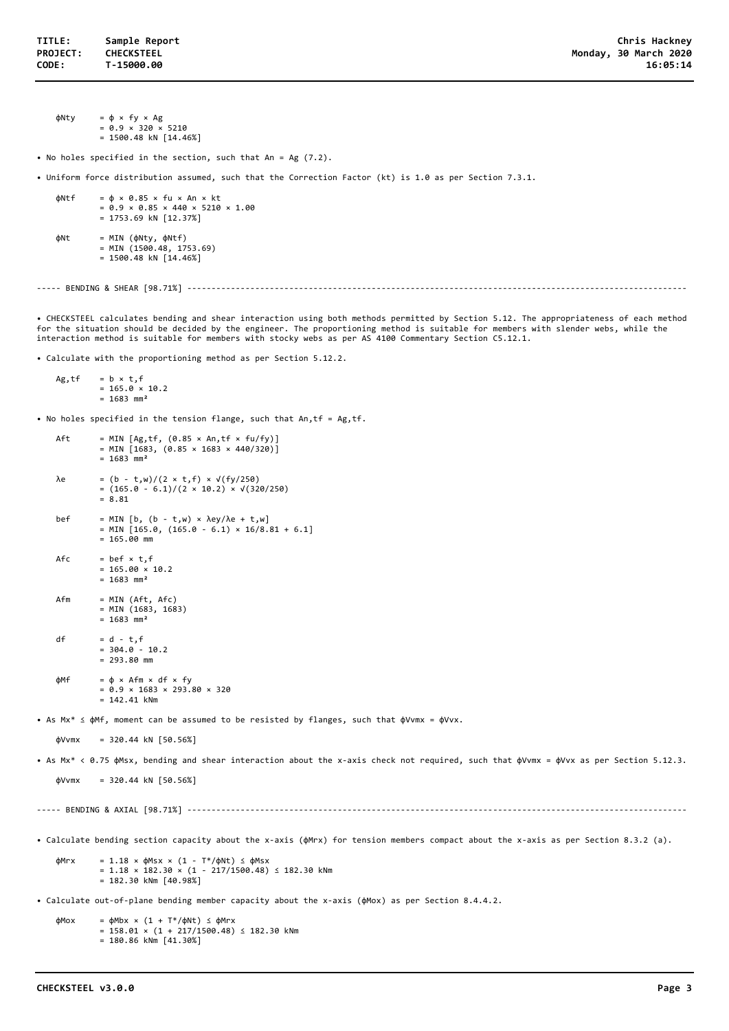$$\phi N_{ty} = \phi \times f_y \times A_g = 0.9 \times 320 \times 5210 = 1500.48 \text{ kN } [14.46\%]$$

- No holes specified in the section, such that $A_n = A_g$ (7.2).

- Uniform force distribution assumed, such that the Correction Factor ($k_t$) is 1.0 as per Section 7.3.1.

$$\phi N_{tf} = \phi \times 0.85 \times f_u \times A_n \times k_t = 0.9 \times 0.85 \times 440 \times 5210 \times 1.00 = 1753.69 \text{ kN } [12.37\%]$$

$$\phi N_t = \text{MIN}(\phi N_{ty}, \phi N_{tf}) = \text{MIN}(1500.48, 1753.69) = 1500.48 \text{ kN } [14.46\%]$$

## ----- BENDING & SHEAR [98.71%] -----

- CHECKSTEEL calculates bending and shear interaction using both methods permitted by Section 5.12. The appropriateness of each method for the situation should be decided by the engineer. The proportioning method is suitable for members with slender webs, while the interaction method is suitable for members with stocky webs as per AS 4100 Commentary Section C5.12.1.

- Calculate with the proportioning method as per Section 5.12.2.

$$A_{g,tf} = b \times t_{,f} = 165.0 \times 10.2 = 1683 \text{ mm}^2$$

- No holes specified in the tension flange, such that $A_{n,tf} = A_{g,tf}$.

$$A_{ft} = \text{MIN}\left[A_{g,tf}, (0.85 \times A_{n,tf} \times f_u/f_y)\right] = \text{MIN}\left[1683, (0.85 \times 1683 \times 440/320)\right] = 1683 \text{ mm}^2$$

$$\lambda_e = (b - t_{,w})/(2 \times t_{,f}) \times \sqrt{(f_y/250)} = (165.0 - 6.1)/(2 \times 10.2) \times \sqrt{(320/250)} = 8.81$$

$$b_{ef} = \text{MIN}\left[b, (b - t_{,w}) \times \lambda_{ey}/\lambda_e + t_{,w}\right] = \text{MIN}\left[165.0, (165.0 - 6.1) \times 16/8.81 + 6.1\right] = 165.00 \text{ mm}$$

$$A_{fc} = b_{ef} \times t_{,f} = 165.00 \times 10.2 = 1683 \text{ mm}^2$$

$$A_{fm} = \text{MIN}(A_{ft}, A_{fc}) = \text{MIN}(1683, 1683) = 1683 \text{ mm}^2$$

$$d_f = d - t_{,f} = 304.0 - 10.2 = 293.80 \text{ mm}$$

$$\phi M_f = \phi \times A_{fm} \times d_f \times f_y = 0.9 \times 1683 \times 293.80 \times 320 = 142.41 \text{ kNm}$$

- As $M_x^* \leq \phi M_f$, moment can be assumed to be resisted by flanges, such that $\phi V_{vmx} = \phi V_{vx}$.

$$\phi V_{vmx} = 320.44 \text{ kN } [50.56\%]$$

- As $M_x^* < 0.75\ \phi M_{sx}$, bending and shear interaction about the x-axis check not required, such that $\phi V_{vmx} = \phi V_{vx}$ as per Section 5.12.3.

$$\phi V_{vmx} = 320.44 \text{ kN } [50.56\%]$$

## ----- BENDING & AXIAL [98.71%] -----

- Calculate bending section capacity about the x-axis ($\phi M_{rx}$) for tension members compact about the x-axis as per Section 8.3.2 (a).

$$\phi M_{rx} = 1.18 \times \phi M_{sx} \times (1 - T^*/\phi N_t) \leq \phi M_{sx} = 1.18 \times 182.30 \times (1 - 217/1500.48) \leq 182.30 \text{ kNm} = 182.30 \text{ kNm } [40.98\%]$$

- Calculate out-of-plane bending member capacity about the x-axis ($\phi M_{ox}$) as per Section 8.4.4.2.

$$\phi M_{ox} = \phi M_{bx} \times (1 + T^*/\phi N_t) \leq \phi M_{rx} = 158.01 \times (1 + 217/1500.48) \leq 182.30 \text{ kNm} = 180.86 \text{ kNm } [41.30\%]$$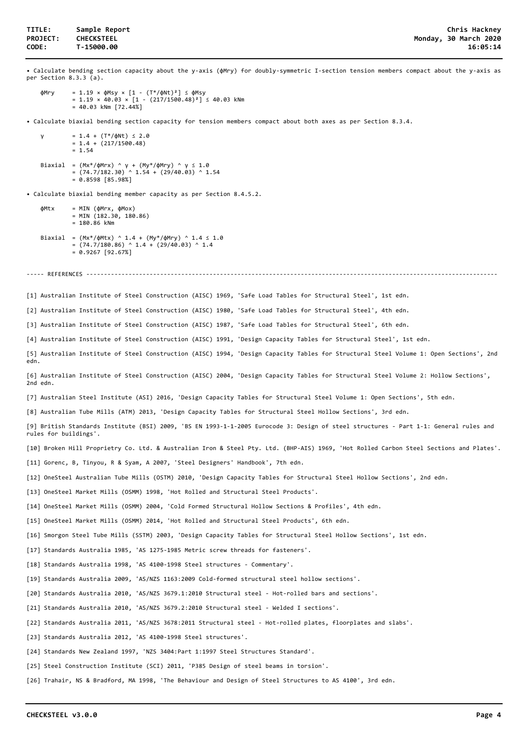- Calculate bending section capacity about the y-axis ($\phi M_{ry}$) for doubly-symmetric I-section tension members compact about the y-axis as per Section 8.3.3 (a).

$$
\begin{aligned}
\phi M_{ry} &= 1.19 \times \phi M_{sy} \times [1 - (T^*/\phi N_t)^2] \leq \phi M_{sy} \\
&= 1.19 \times 40.03 \times [1 - (217/1500.48)^2] \leq 40.03 \text{ kNm} \\
&= 40.03 \text{ kNm } [72.44\%]
\end{aligned}
$$

- Calculate biaxial bending section capacity for tension members compact about both axes as per Section 8.3.4.

$$
\begin{aligned}
\gamma &= 1.4 + (T^*/\phi N_t) \leq 2.0 \\
&= 1.4 + (217/1500.48) \\
&= 1.54
\end{aligned}
$$

$$
\begin{aligned}
\text{Biaxial} &= (M_x^*/\phi M_{rx})^{\gamma} + (M_y^*/\phi M_{ry})^{\gamma} \leq 1.0 \\
&= (74.7/182.30)^{1.54} + (29/40.03)^{1.54} \\
&= 0.8598 \text{ } [85.98\%]
\end{aligned}
$$

- Calculate biaxial bending member capacity as per Section 8.4.5.2.

$$
\begin{aligned}
\phi M_{tx} &= \text{MIN } (\phi M_{rx}, \phi M_{ox}) \\
&= \text{MIN } (182.30, 180.86) \\
&= 180.86 \text{ kNm}
\end{aligned}
$$

$$
\begin{aligned}
\text{Biaxial} &= (M_x^*/\phi M_{tx})^{1.4} + (M_y^*/\phi M_{ry})^{1.4} \leq 1.0 \\
&= (74.7/180.86)^{1.4} + (29/40.03)^{1.4} \\
&= 0.9267 \text{ } [92.67\%]
\end{aligned}
$$

## REFERENCES

[1] Australian Institute of Steel Construction (AISC) 1969, 'Safe Load Tables for Structural Steel', 1st edn.

[2] Australian Institute of Steel Construction (AISC) 1980, 'Safe Load Tables for Structural Steel', 4th edn.

[3] Australian Institute of Steel Construction (AISC) 1987, 'Safe Load Tables for Structural Steel', 6th edn.

[4] Australian Institute of Steel Construction (AISC) 1991, 'Design Capacity Tables for Structural Steel', 1st edn.

[5] Australian Institute of Steel Construction (AISC) 1994, 'Design Capacity Tables for Structural Steel Volume 1: Open Sections', 2nd edn.

[6] Australian Institute of Steel Construction (AISC) 2004, 'Design Capacity Tables for Structural Steel Volume 2: Hollow Sections', 2nd edn.

[7] Australian Steel Institute (ASI) 2016, 'Design Capacity Tables for Structural Steel Volume 1: Open Sections', 5th edn.

[8] Australian Tube Mills (ATM) 2013, 'Design Capacity Tables for Structural Steel Hollow Sections', 3rd edn.

[9] British Standards Institute (BSI) 2009, 'BS EN 1993-1-1-2005 Eurocode 3: Design of steel structures - Part 1-1: General rules and rules for buildings'.

[10] Broken Hill Proprietry Co. Ltd. & Australian Iron & Steel Pty. Ltd. (BHP-AIS) 1969, 'Hot Rolled Carbon Steel Sections and Plates'.

[11] Gorenc, B, Tinyou, R & Syam, A 2007, 'Steel Designers' Handbook', 7th edn.

[12] OneSteel Australian Tube Mills (OSTM) 2010, 'Design Capacity Tables for Structural Steel Hollow Sections', 2nd edn.

[13] OneSteel Market Mills (OSMM) 1998, 'Hot Rolled and Structural Steel Products'.

[14] OneSteel Market Mills (OSMM) 2004, 'Cold Formed Structural Hollow Sections & Profiles', 4th edn.

[15] OneSteel Market Mills (OSMM) 2014, 'Hot Rolled and Structural Steel Products', 6th edn.

[16] Smorgon Steel Tube Mills (SSTM) 2003, 'Design Capacity Tables for Structural Steel Hollow Sections', 1st edn.

[17] Standards Australia 1985, 'AS 1275-1985 Metric screw threads for fasteners'.

[18] Standards Australia 1998, 'AS 4100-1998 Steel structures - Commentary'.

[19] Standards Australia 2009, 'AS/NZS 1163:2009 Cold-formed structural steel hollow sections'.

[20] Standards Australia 2010, 'AS/NZS 3679.1:2010 Structural steel - Hot-rolled bars and sections'.

[21] Standards Australia 2010, 'AS/NZS 3679.2:2010 Structural steel - Welded I sections'.

[22] Standards Australia 2011, 'AS/NZS 3678:2011 Structural steel - Hot-rolled plates, floorplates and slabs'.

[23] Standards Australia 2012, 'AS 4100-1998 Steel structures'.

[24] Standards New Zealand 1997, 'NZS 3404:Part 1:1997 Steel Structures Standard'.

[25] Steel Construction Institute (SCI) 2011, 'P385 Design of steel beams in torsion'.

[26] Trahair, NS & Bradford, MA 1998, 'The Behaviour and Design of Steel Structures to AS 4100', 3rd edn.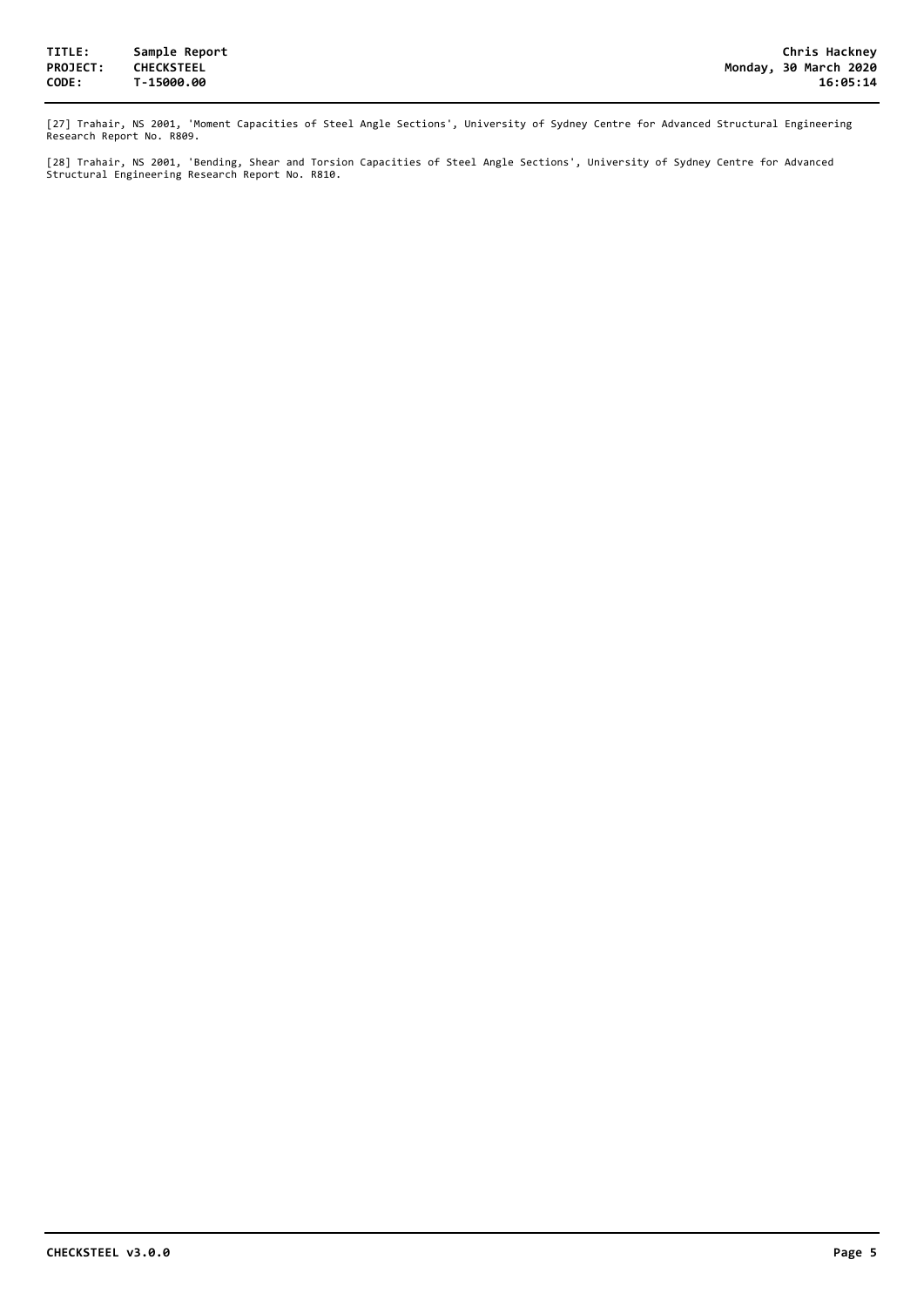[27] Trahair, NS 2001, 'Moment Capacities of Steel Angle Sections', University of Sydney Centre for Advanced Structural Engineering Research Report No. R809.

[28] Trahair, NS 2001, 'Bending, Shear and Torsion Capacities of Steel Angle Sections', University of Sydney Centre for Advanced Structural Engineering Research Report No. R810.